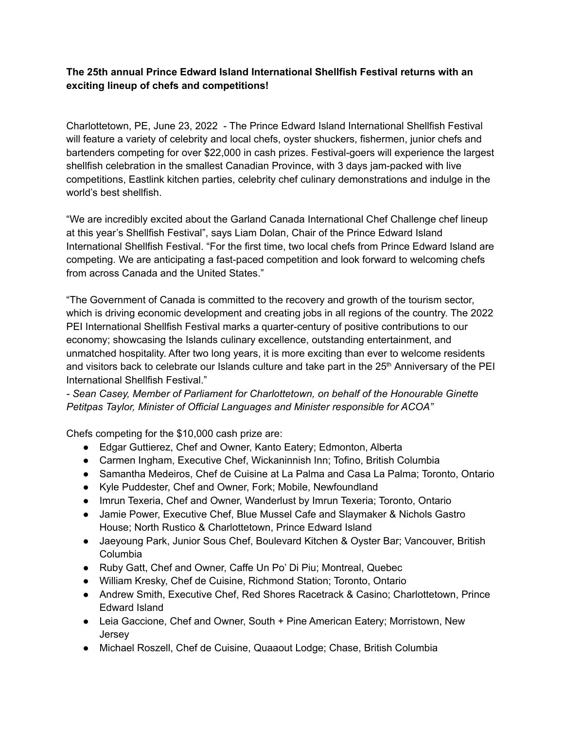**The 25th annual Prince Edward Island International Shellfish Festival returns with an exciting lineup of chefs and competitions!**

Charlottetown, PE, June 23, 2022 - The Prince Edward Island International Shellfish Festival will feature a variety of celebrity and local chefs, oyster shuckers, fishermen, junior chefs and bartenders competing for over $22,000 in cash prizes. Festival-goers will experience the largest shellfish celebration in the smallest Canadian Province, with 3 days jam-packed with live competitions, Eastlink kitchen parties, celebrity chef culinary demonstrations and indulge in the world's best shellfish.

"We are incredibly excited about the Garland Canada International Chef Challenge chef lineup at this year's Shellfish Festival", says Liam Dolan, Chair of the Prince Edward Island International Shellfish Festival. "For the first time, two local chefs from Prince Edward Island are competing. We are anticipating a fast-paced competition and look forward to welcoming chefs from across Canada and the United States."

"The Government of Canada is committed to the recovery and growth of the tourism sector, which is driving economic development and creating jobs in all regions of the country. The 2022 PEI International Shellfish Festival marks a quarter-century of positive contributions to our economy; showcasing the Islands culinary excellence, outstanding entertainment, and unmatched hospitality. After two long years, it is more exciting than ever to welcome residents and visitors back to celebrate our Islands culture and take part in the 25th Anniversary of the PEI International Shellfish Festival."
*- Sean Casey, Member of Parliament for Charlottetown, on behalf of the Honourable Ginette Petitpas Taylor, Minister of Official Languages and Minister responsible for ACOA"*

Chefs competing for the $10,000 cash prize are:

- Edgar Guttierez, Chef and Owner, Kanto Eatery; Edmonton, Alberta
- Carmen Ingham, Executive Chef, Wickaninnish Inn; Tofino, British Columbia
- Samantha Medeiros, Chef de Cuisine at La Palma and Casa La Palma; Toronto, Ontario
- Kyle Puddester, Chef and Owner, Fork; Mobile, Newfoundland
- Imrun Texeria, Chef and Owner, Wanderlust by Imrun Texeria; Toronto, Ontario
- Jamie Power, Executive Chef, Blue Mussel Cafe and Slaymaker & Nichols Gastro House; North Rustico & Charlottetown, Prince Edward Island
- Jaeyoung Park, Junior Sous Chef, Boulevard Kitchen & Oyster Bar; Vancouver, British Columbia
- Ruby Gatt, Chef and Owner, Caffe Un Po' Di Piu; Montreal, Quebec
- William Kresky, Chef de Cuisine, Richmond Station; Toronto, Ontario
- Andrew Smith, Executive Chef, Red Shores Racetrack & Casino; Charlottetown, Prince Edward Island
- Leia Gaccione, Chef and Owner, South + Pine American Eatery; Morristown, New Jersey
- Michael Roszell, Chef de Cuisine, Quaaout Lodge; Chase, British Columbia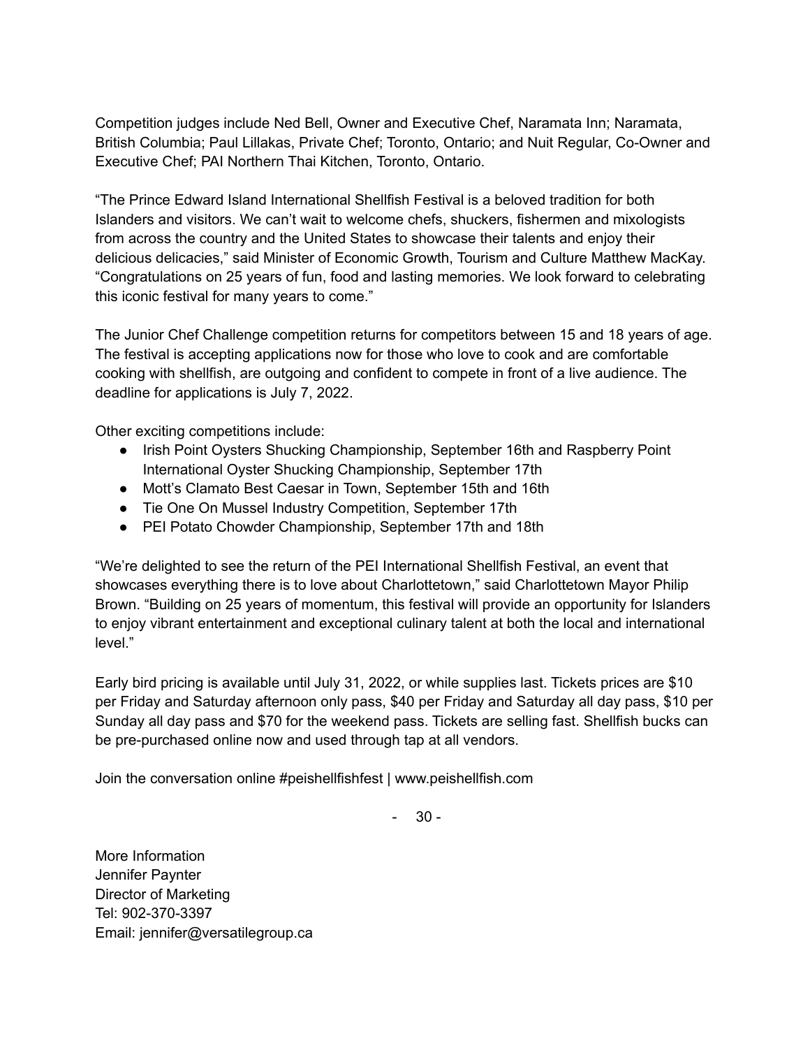Competition judges include Ned Bell, Owner and Executive Chef, Naramata Inn; Naramata, British Columbia; Paul Lillakas, Private Chef; Toronto, Ontario; and Nuit Regular, Co-Owner and Executive Chef; PAI Northern Thai Kitchen, Toronto, Ontario.

"The Prince Edward Island International Shellfish Festival is a beloved tradition for both Islanders and visitors. We can't wait to welcome chefs, shuckers, fishermen and mixologists from across the country and the United States to showcase their talents and enjoy their delicious delicacies," said Minister of Economic Growth, Tourism and Culture Matthew MacKay. "Congratulations on 25 years of fun, food and lasting memories. We look forward to celebrating this iconic festival for many years to come."

The Junior Chef Challenge competition returns for competitors between 15 and 18 years of age. The festival is accepting applications now for those who love to cook and are comfortable cooking with shellfish, are outgoing and confident to compete in front of a live audience. The deadline for applications is July 7, 2022.

Other exciting competitions include:

- Irish Point Oysters Shucking Championship, September 16th and Raspberry Point International Oyster Shucking Championship, September 17th
- Mott's Clamato Best Caesar in Town, September 15th and 16th
- Tie One On Mussel Industry Competition, September 17th
- PEI Potato Chowder Championship, September 17th and 18th

"We're delighted to see the return of the PEI International Shellfish Festival, an event that showcases everything there is to love about Charlottetown," said Charlottetown Mayor Philip Brown. "Building on 25 years of momentum, this festival will provide an opportunity for Islanders to enjoy vibrant entertainment and exceptional culinary talent at both the local and international level."

Early bird pricing is available until July 31, 2022, or while supplies last. Tickets prices are $10 per Friday and Saturday afternoon only pass, $40 per Friday and Saturday all day pass, $10 per Sunday all day pass and $70 for the weekend pass. Tickets are selling fast. Shellfish bucks can be pre-purchased online now and used through tap at all vendors.

Join the conversation online #peishellfishfest | www.peishellfish.com

\- 30 -

More Information
Jennifer Paynter
Director of Marketing
Tel: 902-370-3397
Email: jennifer@versatilegroup.ca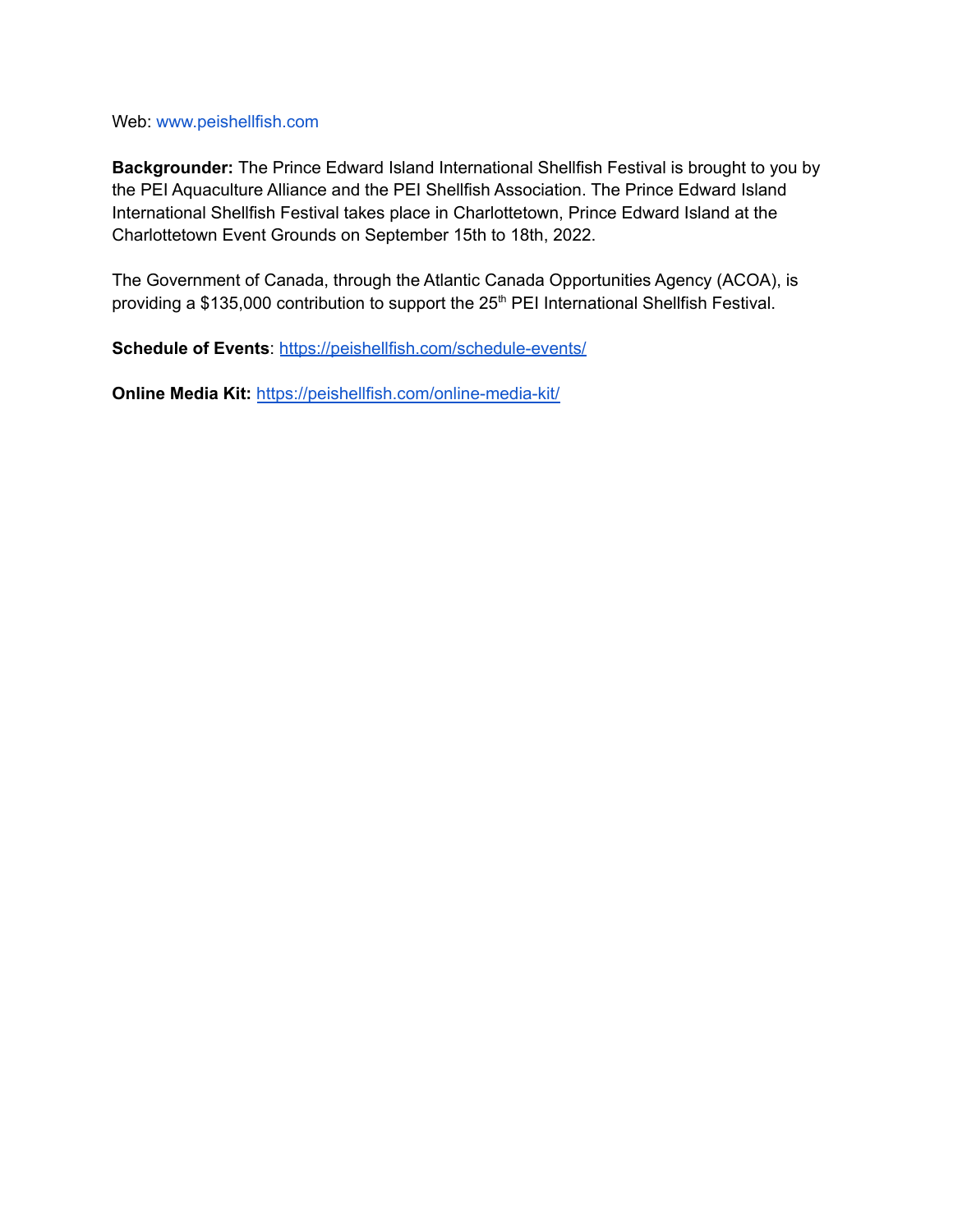Web: www.peishellfish.com

**Backgrounder:** The Prince Edward Island International Shellfish Festival is brought to you by the PEI Aquaculture Alliance and the PEI Shellfish Association. The Prince Edward Island International Shellfish Festival takes place in Charlottetown, Prince Edward Island at the Charlottetown Event Grounds on September 15th to 18th, 2022.

The Government of Canada, through the Atlantic Canada Opportunities Agency (ACOA), is providing a $135,000 contribution to support the 25th PEI International Shellfish Festival.

**Schedule of Events**: https://peishellfish.com/schedule-events/

**Online Media Kit:** https://peishellfish.com/online-media-kit/